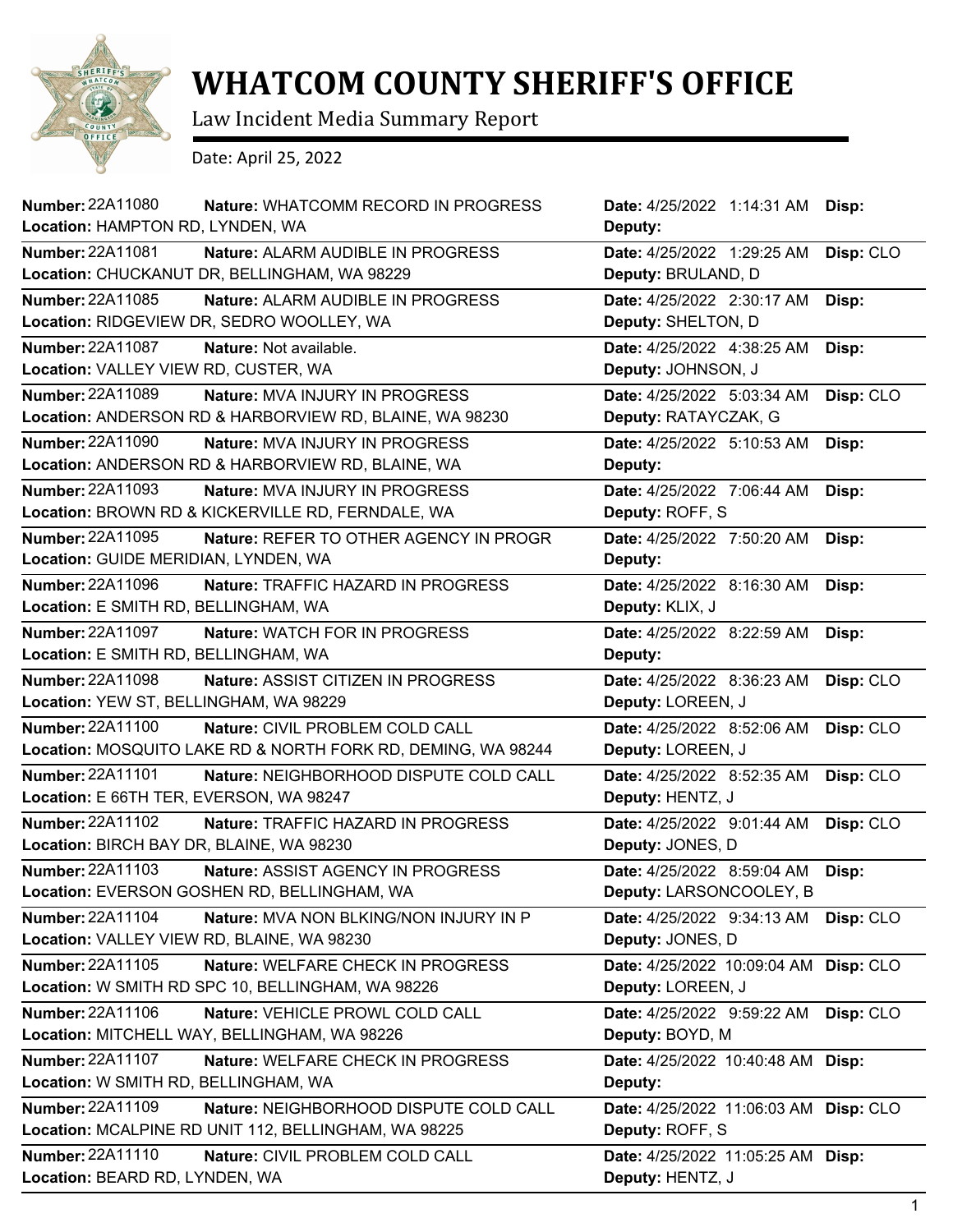# WHATCOM COUNTY SHERIFF'S OFFICE

Law Incident Media Summary Report

Date: April 25, 2022

| Number | Nature | Location | Date | Deputy | Disp |
|---|---|---|---|---|---|
| 22A11080 | WHATCOMM RECORD IN PROGRESS | HAMPTON RD, LYNDEN, WA | 4/25/2022 1:14:31 AM | | |
| 22A11081 | ALARM AUDIBLE IN PROGRESS | CHUCKANUT DR, BELLINGHAM, WA 98229 | 4/25/2022 1:29:25 AM | BRULAND, D | CLO |
| 22A11085 | ALARM AUDIBLE IN PROGRESS | RIDGEVIEW DR, SEDRO WOOLLEY, WA | 4/25/2022 2:30:17 AM | SHELTON, D | |
| 22A11087 | Not available. | VALLEY VIEW RD, CUSTER, WA | 4/25/2022 4:38:25 AM | JOHNSON, J | |
| 22A11089 | MVA INJURY IN PROGRESS | ANDERSON RD & HARBORVIEW RD, BLAINE, WA 98230 | 4/25/2022 5:03:34 AM | RATAYCZAK, G | CLO |
| 22A11090 | MVA INJURY IN PROGRESS | ANDERSON RD & HARBORVIEW RD, BLAINE, WA | 4/25/2022 5:10:53 AM | | |
| 22A11093 | MVA INJURY IN PROGRESS | BROWN RD & KICKERVILLE RD, FERNDALE, WA | 4/25/2022 7:06:44 AM | ROFF, S | |
| 22A11095 | REFER TO OTHER AGENCY IN PROGR | GUIDE MERIDIAN, LYNDEN, WA | 4/25/2022 7:50:20 AM | | |
| 22A11096 | TRAFFIC HAZARD IN PROGRESS | E SMITH RD, BELLINGHAM, WA | 4/25/2022 8:16:30 AM | KLIX, J | |
| 22A11097 | WATCH FOR IN PROGRESS | E SMITH RD, BELLINGHAM, WA | 4/25/2022 8:22:59 AM | | |
| 22A11098 | ASSIST CITIZEN IN PROGRESS | YEW ST, BELLINGHAM, WA 98229 | 4/25/2022 8:36:23 AM | LOREEN, J | CLO |
| 22A11100 | CIVIL PROBLEM COLD CALL | MOSQUITO LAKE RD & NORTH FORK RD, DEMING, WA 98244 | 4/25/2022 8:52:06 AM | LOREEN, J | CLO |
| 22A11101 | NEIGHBORHOOD DISPUTE COLD CALL | E 66TH TER, EVERSON, WA 98247 | 4/25/2022 8:52:35 AM | HENTZ, J | CLO |
| 22A11102 | TRAFFIC HAZARD IN PROGRESS | BIRCH BAY DR, BLAINE, WA 98230 | 4/25/2022 9:01:44 AM | JONES, D | CLO |
| 22A11103 | ASSIST AGENCY IN PROGRESS | EVERSON GOSHEN RD, BELLINGHAM, WA | 4/25/2022 8:59:04 AM | LARSONCOOLEY, B | |
| 22A11104 | MVA NON BLKING/NON INJURY IN P | VALLEY VIEW RD, BLAINE, WA 98230 | 4/25/2022 9:34:13 AM | JONES, D | CLO |
| 22A11105 | WELFARE CHECK IN PROGRESS | W SMITH RD SPC 10, BELLINGHAM, WA 98226 | 4/25/2022 10:09:04 AM | LOREEN, J | CLO |
| 22A11106 | VEHICLE PROWL COLD CALL | MITCHELL WAY, BELLINGHAM, WA 98226 | 4/25/2022 9:59:22 AM | BOYD, M | CLO |
| 22A11107 | WELFARE CHECK IN PROGRESS | W SMITH RD, BELLINGHAM, WA | 4/25/2022 10:40:48 AM | | |
| 22A11109 | NEIGHBORHOOD DISPUTE COLD CALL | MCALPINE RD UNIT 112, BELLINGHAM, WA 98225 | 4/25/2022 11:06:03 AM | ROFF, S | CLO |
| 22A11110 | CIVIL PROBLEM COLD CALL | BEARD RD, LYNDEN, WA | 4/25/2022 11:05:25 AM | HENTZ, J | |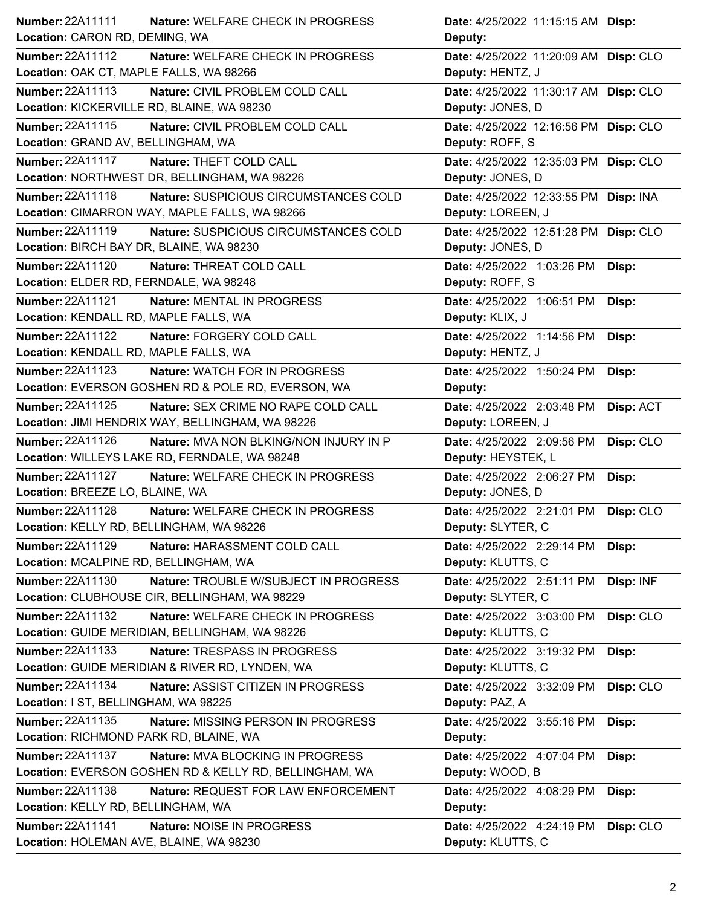| Number | Nature | Location | Date | Deputy | Disp |
|---|---|---|---|---|---|
| 22A11111 | WELFARE CHECK IN PROGRESS | CARON RD, DEMING, WA | 4/25/2022 11:15:15 AM | | |
| 22A11112 | WELFARE CHECK IN PROGRESS | OAK CT, MAPLE FALLS, WA 98266 | 4/25/2022 11:20:09 AM | HENTZ, J | CLO |
| 22A11113 | CIVIL PROBLEM COLD CALL | KICKERVILLE RD, BLAINE, WA 98230 | 4/25/2022 11:30:17 AM | JONES, D | CLO |
| 22A11115 | CIVIL PROBLEM COLD CALL | GRAND AV, BELLINGHAM, WA | 4/25/2022 12:16:56 PM | ROFF, S | CLO |
| 22A11117 | THEFT COLD CALL | NORTHWEST DR, BELLINGHAM, WA 98226 | 4/25/2022 12:35:03 PM | JONES, D | CLO |
| 22A11118 | SUSPICIOUS CIRCUMSTANCES COLD | CIMARRON WAY, MAPLE FALLS, WA 98266 | 4/25/2022 12:33:55 PM | LOREEN, J | INA |
| 22A11119 | SUSPICIOUS CIRCUMSTANCES COLD | BIRCH BAY DR, BLAINE, WA 98230 | 4/25/2022 12:51:28 PM | JONES, D | CLO |
| 22A11120 | THREAT COLD CALL | ELDER RD, FERNDALE, WA 98248 | 4/25/2022 1:03:26 PM | ROFF, S | |
| 22A11121 | MENTAL IN PROGRESS | KENDALL RD, MAPLE FALLS, WA | 4/25/2022 1:06:51 PM | KLIX, J | |
| 22A11122 | FORGERY COLD CALL | KENDALL RD, MAPLE FALLS, WA | 4/25/2022 1:14:56 PM | HENTZ, J | |
| 22A11123 | WATCH FOR IN PROGRESS | EVERSON GOSHEN RD & POLE RD, EVERSON, WA | 4/25/2022 1:50:24 PM | | |
| 22A11125 | SEX CRIME NO RAPE COLD CALL | JIMI HENDRIX WAY, BELLINGHAM, WA 98226 | 4/25/2022 2:03:48 PM | LOREEN, J | ACT |
| 22A11126 | MVA NON BLKING/NON INJURY IN P | WILLEYS LAKE RD, FERNDALE, WA 98248 | 4/25/2022 2:09:56 PM | HEYSTEK, L | CLO |
| 22A11127 | WELFARE CHECK IN PROGRESS | BREEZE LO, BLAINE, WA | 4/25/2022 2:06:27 PM | JONES, D | |
| 22A11128 | WELFARE CHECK IN PROGRESS | KELLY RD, BELLINGHAM, WA 98226 | 4/25/2022 2:21:01 PM | SLYTER, C | CLO |
| 22A11129 | HARASSMENT COLD CALL | MCALPINE RD, BELLINGHAM, WA | 4/25/2022 2:29:14 PM | KLUTTS, C | |
| 22A11130 | TROUBLE W/SUBJECT IN PROGRESS | CLUBHOUSE CIR, BELLINGHAM, WA 98229 | 4/25/2022 2:51:11 PM | SLYTER, C | INF |
| 22A11132 | WELFARE CHECK IN PROGRESS | GUIDE MERIDIAN, BELLINGHAM, WA 98226 | 4/25/2022 3:03:00 PM | KLUTTS, C | CLO |
| 22A11133 | TRESPASS IN PROGRESS | GUIDE MERIDIAN & RIVER RD, LYNDEN, WA | 4/25/2022 3:19:32 PM | KLUTTS, C | |
| 22A11134 | ASSIST CITIZEN IN PROGRESS | I ST, BELLINGHAM, WA 98225 | 4/25/2022 3:32:09 PM | PAZ, A | CLO |
| 22A11135 | MISSING PERSON IN PROGRESS | RICHMOND PARK RD, BLAINE, WA | 4/25/2022 3:55:16 PM | | |
| 22A11137 | MVA BLOCKING IN PROGRESS | EVERSON GOSHEN RD & KELLY RD, BELLINGHAM, WA | 4/25/2022 4:07:04 PM | WOOD, B | |
| 22A11138 | REQUEST FOR LAW ENFORCEMENT | KELLY RD, BELLINGHAM, WA | 4/25/2022 4:08:29 PM | | |
| 22A11141 | NOISE IN PROGRESS | HOLEMAN AVE, BLAINE, WA 98230 | 4/25/2022 4:24:19 PM | KLUTTS, C | CLO |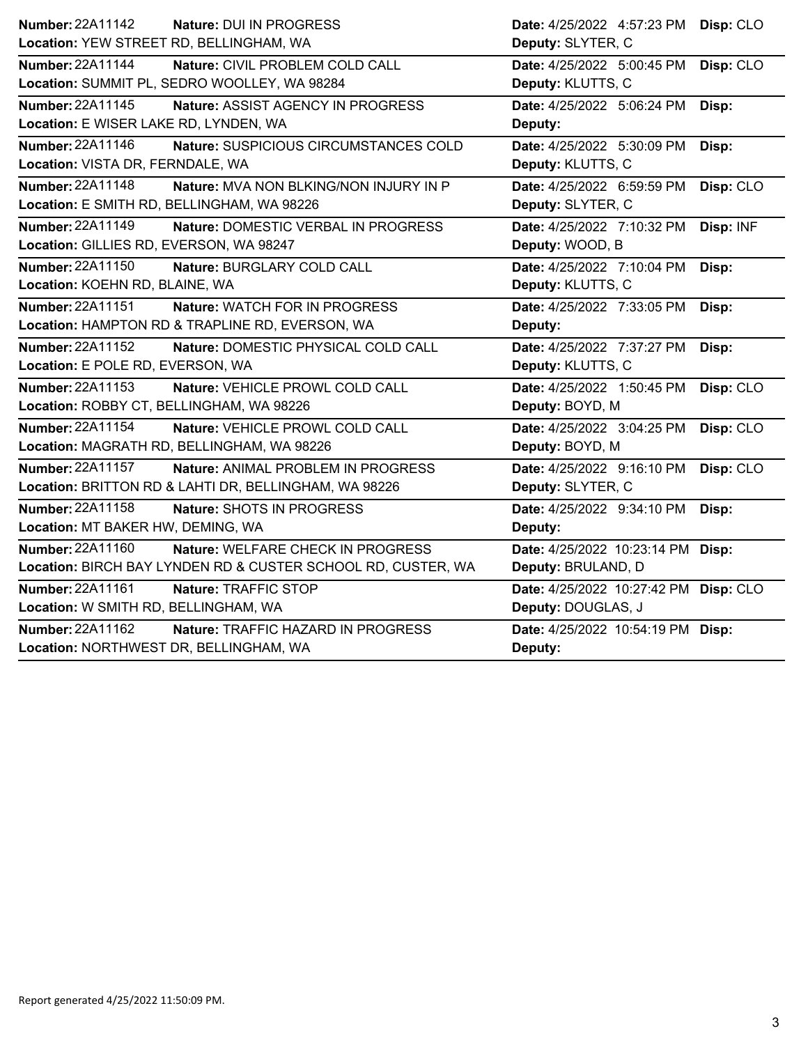**Number:** 22A11142 **Nature:** DUI IN PROGRESS **Date:** 4/25/2022 4:57:23 PM **Disp:** CLO
**Location:** YEW STREET RD, BELLINGHAM, WA **Deputy:** SLYTER, C

**Number:** 22A11144 **Nature:** CIVIL PROBLEM COLD CALL **Date:** 4/25/2022 5:00:45 PM **Disp:** CLO
**Location:** SUMMIT PL, SEDRO WOOLLEY, WA 98284 **Deputy:** KLUTTS, C

**Number:** 22A11145 **Nature:** ASSIST AGENCY IN PROGRESS **Date:** 4/25/2022 5:06:24 PM **Disp:**
**Location:** E WISER LAKE RD, LYNDEN, WA **Deputy:**

**Number:** 22A11146 **Nature:** SUSPICIOUS CIRCUMSTANCES COLD **Date:** 4/25/2022 5:30:09 PM **Disp:**
**Location:** VISTA DR, FERNDALE, WA **Deputy:** KLUTTS, C

**Number:** 22A11148 **Nature:** MVA NON BLKING/NON INJURY IN P **Date:** 4/25/2022 6:59:59 PM **Disp:** CLO
**Location:** E SMITH RD, BELLINGHAM, WA 98226 **Deputy:** SLYTER, C

**Number:** 22A11149 **Nature:** DOMESTIC VERBAL IN PROGRESS **Date:** 4/25/2022 7:10:32 PM **Disp:** INF
**Location:** GILLIES RD, EVERSON, WA 98247 **Deputy:** WOOD, B

**Number:** 22A11150 **Nature:** BURGLARY COLD CALL **Date:** 4/25/2022 7:10:04 PM **Disp:**
**Location:** KOEHN RD, BLAINE, WA **Deputy:** KLUTTS, C

**Number:** 22A11151 **Nature:** WATCH FOR IN PROGRESS **Date:** 4/25/2022 7:33:05 PM **Disp:**
**Location:** HAMPTON RD & TRAPLINE RD, EVERSON, WA **Deputy:**

**Number:** 22A11152 **Nature:** DOMESTIC PHYSICAL COLD CALL **Date:** 4/25/2022 7:37:27 PM **Disp:**
**Location:** E POLE RD, EVERSON, WA **Deputy:** KLUTTS, C

**Number:** 22A11153 **Nature:** VEHICLE PROWL COLD CALL **Date:** 4/25/2022 1:50:45 PM **Disp:** CLO
**Location:** ROBBY CT, BELLINGHAM, WA 98226 **Deputy:** BOYD, M

**Number:** 22A11154 **Nature:** VEHICLE PROWL COLD CALL **Date:** 4/25/2022 3:04:25 PM **Disp:** CLO
**Location:** MAGRATH RD, BELLINGHAM, WA 98226 **Deputy:** BOYD, M

**Number:** 22A11157 **Nature:** ANIMAL PROBLEM IN PROGRESS **Date:** 4/25/2022 9:16:10 PM **Disp:** CLO
**Location:** BRITTON RD & LAHTI DR, BELLINGHAM, WA 98226 **Deputy:** SLYTER, C

**Number:** 22A11158 **Nature:** SHOTS IN PROGRESS **Date:** 4/25/2022 9:34:10 PM **Disp:**
**Location:** MT BAKER HW, DEMING, WA **Deputy:**

**Number:** 22A11160 **Nature:** WELFARE CHECK IN PROGRESS **Date:** 4/25/2022 10:23:14 PM **Disp:**
**Location:** BIRCH BAY LYNDEN RD & CUSTER SCHOOL RD, CUSTER, WA **Deputy:** BRULAND, D

**Number:** 22A11161 **Nature:** TRAFFIC STOP **Date:** 4/25/2022 10:27:42 PM **Disp:** CLO
**Location:** W SMITH RD, BELLINGHAM, WA **Deputy:** DOUGLAS, J

**Number:** 22A11162 **Nature:** TRAFFIC HAZARD IN PROGRESS **Date:** 4/25/2022 10:54:19 PM **Disp:**
**Location:** NORTHWEST DR, BELLINGHAM, WA **Deputy:**

Report generated 4/25/2022 11:50:09 PM.